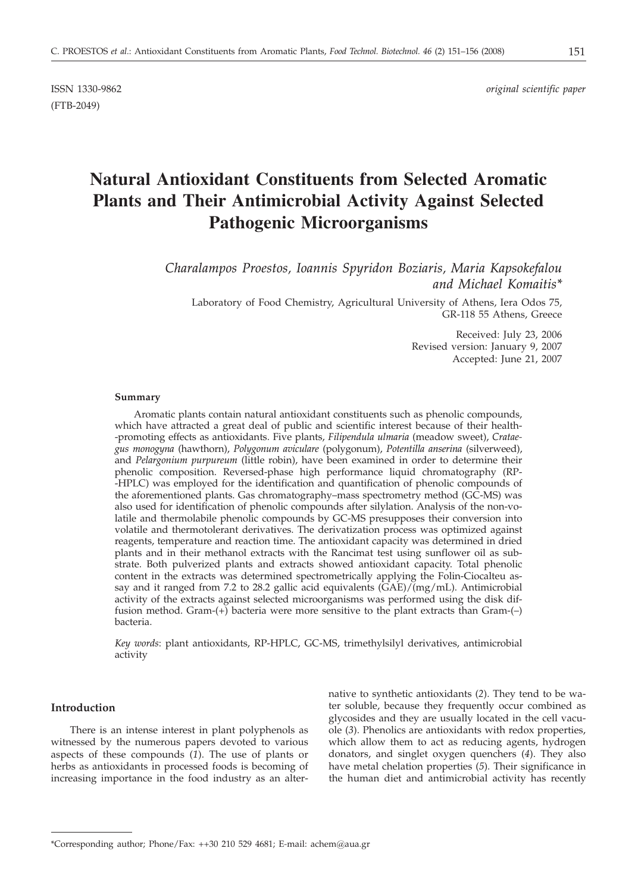ISSN 1330-9862 *original scientific paper*
(FTB-2049)

# Natural Antioxidant Constituents from Selected Aromatic Plants and Their Antimicrobial Activity Against Selected Pathogenic Microorganisms

*Charalampos Proestos, Ioannis Spyridon Boziaris, Maria Kapsokefalou and Michael Komaitis\**

Laboratory of Food Chemistry, Agricultural University of Athens, Iera Odos 75, GR-118 55 Athens, Greece

Received: July 23, 2006
Revised version: January 9, 2007
Accepted: June 21, 2007

### Summary

Aromatic plants contain natural antioxidant constituents such as phenolic compounds, which have attracted a great deal of public and scientific interest because of their health-promoting effects as antioxidants. Five plants, *Filipendula ulmaria* (meadow sweet), *Crataegus monogyna* (hawthorn), *Polygonum aviculare* (polygonum), *Potentilla anserina* (silverweed), and *Pelargonium purpureum* (little robin), have been examined in order to determine their phenolic composition. Reversed-phase high performance liquid chromatography (RP-HPLC) was employed for the identification and quantification of phenolic compounds of the aforementioned plants. Gas chromatography–mass spectrometry method (GC-MS) was also used for identification of phenolic compounds after silylation. Analysis of the non-volatile and thermolabile phenolic compounds by GC-MS presupposes their conversion into volatile and thermotolerant derivatives. The derivatization process was optimized against reagents, temperature and reaction time. The antioxidant capacity was determined in dried plants and in their methanol extracts with the Rancimat test using sunflower oil as substrate. Both pulverized plants and extracts showed antioxidant capacity. Total phenolic content in the extracts was determined spectrometrically applying the Folin-Ciocalteu assay and it ranged from 7.2 to 28.2 gallic acid equivalents (GAE)/(mg/mL). Antimicrobial activity of the extracts against selected microorganisms was performed using the disk diffusion method. Gram-(+) bacteria were more sensitive to the plant extracts than Gram-(–) bacteria.

*Key words*: plant antioxidants, RP-HPLC, GC-MS, trimethylsilyl derivatives, antimicrobial activity

## Introduction

There is an intense interest in plant polyphenols as witnessed by the numerous papers devoted to various aspects of these compounds (*1*). The use of plants or herbs as antioxidants in processed foods is becoming of increasing importance in the food industry as an alternative to synthetic antioxidants (*2*). They tend to be water soluble, because they frequently occur combined as glycosides and they are usually located in the cell vacuole (*3*). Phenolics are antioxidants with redox properties, which allow them to act as reducing agents, hydrogen donators, and singlet oxygen quenchers (*4*). They also have metal chelation properties (*5*). Their significance in the human diet and antimicrobial activity has recently

---

\*Corresponding author; Phone/Fax: ++30 210 529 4681; E-mail: achem@aua.gr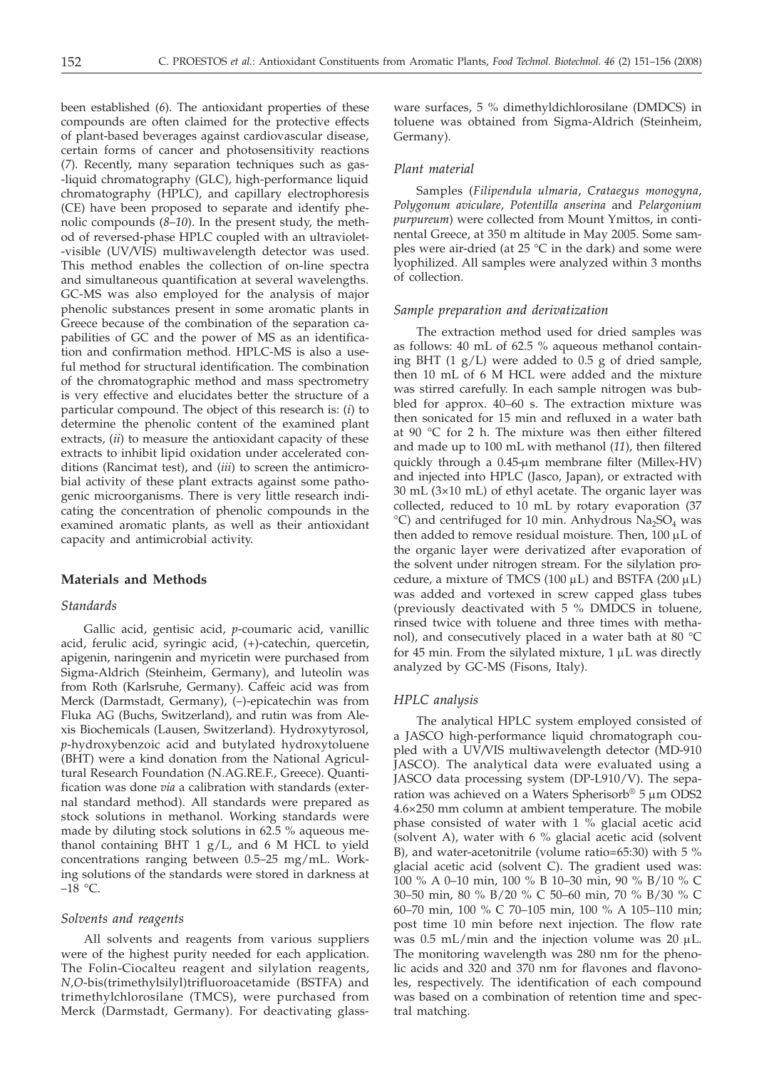been established (*6*). The antioxidant properties of these compounds are often claimed for the protective effects of plant-based beverages against cardiovascular disease, certain forms of cancer and photosensitivity reactions (*7*). Recently, many separation techniques such as gas-liquid chromatography (GLC), high-performance liquid chromatography (HPLC), and capillary electrophoresis (CE) have been proposed to separate and identify phenolic compounds (*8–10*). In the present study, the method of reversed-phase HPLC coupled with an ultraviolet-visible (UV/VIS) multiwavelength detector was used. This method enables the collection of on-line spectra and simultaneous quantification at several wavelengths. GC-MS was also employed for the analysis of major phenolic substances present in some aromatic plants in Greece because of the combination of the separation capabilities of GC and the power of MS as an identification and confirmation method. HPLC-MS is also a useful method for structural identification. The combination of the chromatographic method and mass spectrometry is very effective and elucidates better the structure of a particular compound. The object of this research is: (*i*) to determine the phenolic content of the examined plant extracts, (*ii*) to measure the antioxidant capacity of these extracts to inhibit lipid oxidation under accelerated conditions (Rancimat test), and (*iii*) to screen the antimicrobial activity of these plant extracts against some pathogenic microorganisms. There is very little research indicating the concentration of phenolic compounds in the examined aromatic plants, as well as their antioxidant capacity and antimicrobial activity.

## Materials and Methods

### *Standards*

Gallic acid, gentisic acid, *p*-coumaric acid, vanillic acid, ferulic acid, syringic acid, (+)-catechin, quercetin, apigenin, naringenin and myricetin were purchased from Sigma-Aldrich (Steinheim, Germany), and luteolin was from Roth (Karlsruhe, Germany). Caffeic acid was from Merck (Darmstadt, Germany), (–)-epicatechin was from Fluka AG (Buchs, Switzerland), and rutin was from Alexis Biochemicals (Lausen, Switzerland). Hydroxytyrosol, *p*-hydroxybenzoic acid and butylated hydroxytoluene (BHT) were a kind donation from the National Agricultural Research Foundation (N.AG.RE.F., Greece). Quantification was done *via* a calibration with standards (external standard method). All standards were prepared as stock solutions in methanol. Working standards were made by diluting stock solutions in 62.5 % aqueous methanol containing BHT 1 g/L, and 6 M HCL to yield concentrations ranging between 0.5–25 mg/mL. Working solutions of the standards were stored in darkness at –18 °C.

### *Solvents and reagents*

All solvents and reagents from various suppliers were of the highest purity needed for each application. The Folin-Ciocalteu reagent and silylation reagents, *N*,*O*-bis(trimethylsilyl)trifluoroacetamide (BSTFA) and trimethylchlorosilane (TMCS), were purchased from Merck (Darmstadt, Germany). For deactivating glassware surfaces, 5 % dimethyldichlorosilane (DMDCS) in toluene was obtained from Sigma-Aldrich (Steinheim, Germany).

### *Plant material*

Samples (*Filipendula ulmaria*, *Crataegus monogyna*, *Polygonum aviculare*, *Potentilla anserina* and *Pelargonium purpureum*) were collected from Mount Ymittos, in continental Greece, at 350 m altitude in May 2005. Some samples were air-dried (at 25 °C in the dark) and some were lyophilized. All samples were analyzed within 3 months of collection.

### *Sample preparation and derivatization*

The extraction method used for dried samples was as follows: 40 mL of 62.5 % aqueous methanol containing BHT (1 g/L) were added to 0.5 g of dried sample, then 10 mL of 6 M HCL were added and the mixture was stirred carefully. In each sample nitrogen was bubbled for approx. 40–60 s. The extraction mixture was then sonicated for 15 min and refluxed in a water bath at 90 °C for 2 h. The mixture was then either filtered and made up to 100 mL with methanol (*11*), then filtered quickly through a 0.45-μm membrane filter (Millex-HV) and injected into HPLC (Jasco, Japan), or extracted with 30 mL (3×10 mL) of ethyl acetate. The organic layer was collected, reduced to 10 mL by rotary evaporation (37 °C) and centrifuged for 10 min. Anhydrous $Na_2SO_4$ was then added to remove residual moisture. Then, 100 μL of the organic layer were derivatized after evaporation of the solvent under nitrogen stream. For the silylation procedure, a mixture of TMCS (100 μL) and BSTFA (200 μL) was added and vortexed in screw capped glass tubes (previously deactivated with 5 % DMDCS in toluene, rinsed twice with toluene and three times with methanol), and consecutively placed in a water bath at 80 °C for 45 min. From the silylated mixture, 1 μL was directly analyzed by GC-MS (Fisons, Italy).

### *HPLC analysis*

The analytical HPLC system employed consisted of a JASCO high-performance liquid chromatograph coupled with a UV/VIS multiwavelength detector (MD-910 JASCO). The analytical data were evaluated using a JASCO data processing system (DP-L910/V). The separation was achieved on a Waters Spherisorb® 5 μm ODS2 4.6×250 mm column at ambient temperature. The mobile phase consisted of water with 1 % glacial acetic acid (solvent A), water with 6 % glacial acetic acid (solvent B), and water-acetonitrile (volume ratio=65:30) with 5 % glacial acetic acid (solvent C). The gradient used was: 100 % A 0–10 min, 100 % B 10–30 min, 90 % B/10 % C 30–50 min, 80 % B/20 % C 50–60 min, 70 % B/30 % C 60–70 min, 100 % C 70–105 min, 100 % A 105–110 min; post time 10 min before next injection. The flow rate was 0.5 mL/min and the injection volume was 20 μL. The monitoring wavelength was 280 nm for the phenolic acids and 320 and 370 nm for flavones and flavonoles, respectively. The identification of each compound was based on a combination of retention time and spectral matching.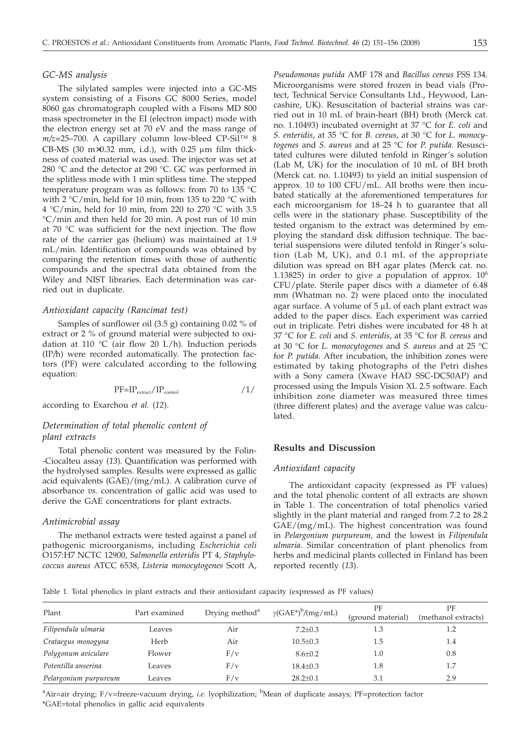### GC-MS analysis

The silylated samples were injected into a GC-MS system consisting of a Fisons GC 8000 Series, model 8060 gas chromatograph coupled with a Fisons MD 800 mass spectrometer in the EI (electron impact) mode with the electron energy set at 70 eV and the mass range of *m/z*=25–700. A capillary column low-bleed CP-Sil™ 8 CB-MS (30 m×0.32 mm, i.d.), with 0.25 µm film thickness of coated material was used. The injector was set at 280 °C and the detector at 290 °C. GC was performed in the splitless mode with 1 min splitless time. The stepped temperature program was as follows: from 70 to 135 °C with 2 °C/min, held for 10 min, from 135 to 220 °C with 4 °C/min, held for 10 min, from 220 to 270 °C with 3.5 °C/min and then held for 20 min. A post run of 10 min at 70 °C was sufficient for the next injection. The flow rate of the carrier gas (helium) was maintained at 1.9 mL/min. Identification of compounds was obtained by comparing the retention times with those of authentic compounds and the spectral data obtained from the Wiley and NIST libraries. Each determination was carried out in duplicate.

### Antioxidant capacity (Rancimat test)

Samples of sunflower oil (3.5 g) containing 0.02 % of extract or 2 % of ground material were subjected to oxidation at 110 °C (air flow 20 L/h). Induction periods (IP/h) were recorded automatically. The protection factors (PF) were calculated according to the following equation:

$$PF = IP_{extract}/IP_{control} \qquad /1/$$

according to Exarchou *et al.* (*12*).

### Determination of total phenolic content of plant extracts

Total phenolic content was measured by the Folin-Ciocalteu assay (*13*). Quantification was performed with the hydrolysed samples. Results were expressed as gallic acid equivalents (GAE)/(mg/mL). A calibration curve of absorbance *vs.* concentration of gallic acid was used to derive the GAE concentrations for plant extracts.

### Antimicrobial assay

The methanol extracts were tested against a panel of pathogenic microorganisms, including *Escherichia coli* O157:H7 NCTC 12900, *Salmonella enteridis* PT 4, *Staphylococcus aureus* ATCC 6538, *Listeria monocytogenes* Scott A, *Pseudomonas putida* AMF 178 and *Bacillus cereus* FSS 134. Microorganisms were stored frozen in bead vials (Protect, Technical Service Consultants Ltd., Heywood, Lancashire, UK). Resuscitation of bacterial strains was carried out in 10 mL of brain-heart (BH) broth (Merck cat. no. 1.10493) incubated overnight at 37 °C for *E. coli* and *S. enteridis*, at 35 °C for *B. cereus*, at 30 °C for *L. monocytogenes* and *S. aureus* and at 25 °C for *P. putida*. Resuscitated cultures were diluted tenfold in Ringer's solution (Lab M, UK) for the inoculation of 10 mL of BH broth (Merck cat. no. 1.10493) to yield an initial suspension of approx. 10 to 100 CFU/mL. All broths were then incubated statically at the aforementioned temperatures for each microorganism for 18–24 h to guarantee that all cells were in the stationary phase. Susceptibility of the tested organism to the extract was determined by employing the standard disk diffusion technique. The bacterial suspensions were diluted tenfold in Ringer's solution (Lab M, UK), and 0.1 mL of the appropriate dilution was spread on BH agar plates (Merck cat. no. 1.13825) in order to give a population of approx. $10^6$ CFU/plate. Sterile paper discs with a diameter of 6.48 mm (Whatman no. 2) were placed onto the inoculated agar surface. A volume of 5 µL of each plant extract was added to the paper discs. Each experiment was carried out in triplicate. Petri dishes were incubated for 48 h at 37 °C for *E. coli* and *S. enteridis*, at 35 °C for *B. cereus* and at 30 °C for *L. monocytogenes* and *S. aureus* and at 25 °C for *P. putida*. After incubation, the inhibition zones were estimated by taking photographs of the Petri dishes with a Sony camera (Xwave HAD SSC-DC50AP) and processed using the Impuls Vision XL 2.5 software. Each inhibition zone diameter was measured three times (three different plates) and the average value was calculated.

## Results and Discussion

### Antioxidant capacity

The antioxidant capacity (expressed as PF values) and the total phenolic content of all extracts are shown in Table 1. The concentration of total phenolics varied slightly in the plant material and ranged from 7.2 to 28.2 GAE/(mg/mL). The highest concentration was found in *Pelargonium purpureum*, and the lowest in *Filipendula ulmaria*. Similar concentration of plant phenolics from herbs and medicinal plants collected in Finland has been reported recently (*13*).

Table 1. Total phenolics in plant extracts and their antioxidant capacity (expressed as PF values)

| Plant | Part examined | Drying method[a] | γ(GAE*)[b]/(mg/mL) | PF (ground material) | PF (methanol extracts) |
|---|---|---|---|---|---|
| *Filipendula ulmaria* | Leaves | Air | 7.2±0.3 | 1.3 | 1.2 |
| *Crataegus monogyna* | Herb | Air | 10.5±0.3 | 1.5 | 1.4 |
| *Polygonum aviculare* | Flower | F/v | 8.6±0.2 | 1.0 | 0.8 |
| *Potentilla anserina* | Leaves | F/v | 18.4±0.3 | 1.8 | 1.7 |
| *Pelargonium purpureum* | Leaves | F/v | 28.2±0.1 | 3.1 | 2.9 |

[a]Air=air drying; F/v=freeze-vacuum drying, *i.e.* lyophilization; [b]Mean of duplicate assays; PF=protection factor

*GAE=total phenolics in gallic acid equivalents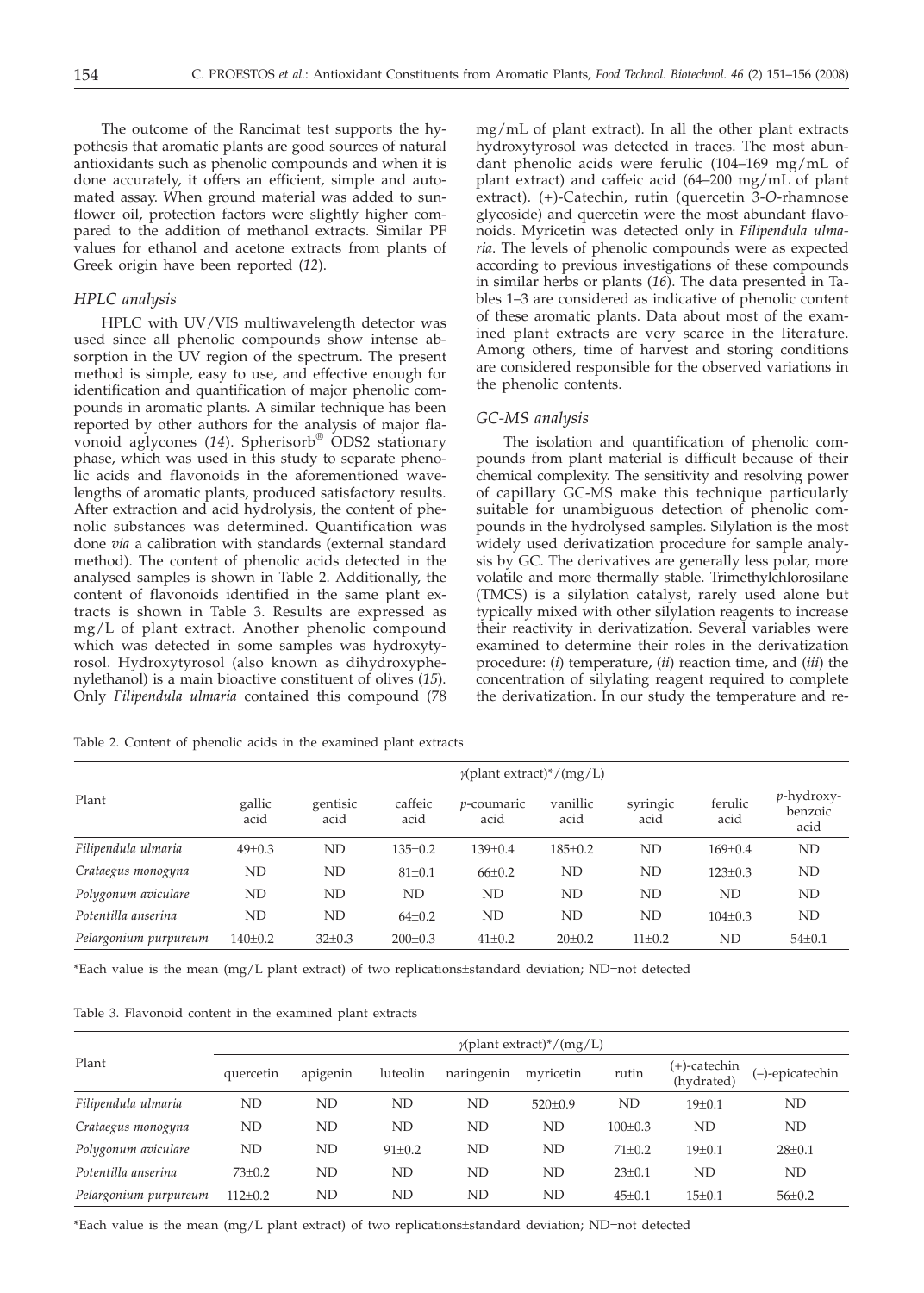The outcome of the Rancimat test supports the hypothesis that aromatic plants are good sources of natural antioxidants such as phenolic compounds and when it is done accurately, it offers an efficient, simple and automated assay. When ground material was added to sunflower oil, protection factors were slightly higher compared to the addition of methanol extracts. Similar PF values for ethanol and acetone extracts from plants of Greek origin have been reported (*12*).

### HPLC analysis

HPLC with UV/VIS multiwavelength detector was used since all phenolic compounds show intense absorption in the UV region of the spectrum. The present method is simple, easy to use, and effective enough for identification and quantification of major phenolic compounds in aromatic plants. A similar technique has been reported by other authors for the analysis of major flavonoid aglycones (*14*). Spherisorb® ODS2 stationary phase, which was used in this study to separate phenolic acids and flavonoids in the aforementioned wavelengths of aromatic plants, produced satisfactory results. After extraction and acid hydrolysis, the content of phenolic substances was determined. Quantification was done *via* a calibration with standards (external standard method). The content of phenolic acids detected in the analysed samples is shown in Table 2. Additionally, the content of flavonoids identified in the same plant extracts is shown in Table 3. Results are expressed as mg/L of plant extract. Another phenolic compound which was detected in some samples was hydroxytyrosol. Hydroxytyrosol (also known as dihydroxyphenylethanol) is a main bioactive constituent of olives (*15*). Only *Filipendula ulmaria* contained this compound (78 mg/mL of plant extract). In all the other plant extracts hydroxytyrosol was detected in traces. The most abundant phenolic acids were ferulic (104–169 mg/mL of plant extract) and caffeic acid (64–200 mg/mL of plant extract). (+)-Catechin, rutin (quercetin 3-*O*-rhamnose glycoside) and quercetin were the most abundant flavonoids. Myricetin was detected only in *Filipendula ulmaria*. The levels of phenolic compounds were as expected according to previous investigations of these compounds in similar herbs or plants (*16*). The data presented in Tables 1–3 are considered as indicative of phenolic content of these aromatic plants. Data about most of the examined plant extracts are very scarce in the literature. Among others, time of harvest and storing conditions are considered responsible for the observed variations in the phenolic contents.

### GC-MS analysis

The isolation and quantification of phenolic compounds from plant material is difficult because of their chemical complexity. The sensitivity and resolving power of capillary GC-MS make this technique particularly suitable for unambiguous detection of phenolic compounds in the hydrolysed samples. Silylation is the most widely used derivatization procedure for sample analysis by GC. The derivatives are generally less polar, more volatile and more thermally stable. Trimethylchlorosilane (TMCS) is a silylation catalyst, rarely used alone but typically mixed with other silylation reagents to increase their reactivity in derivatization. Several variables were examined to determine their roles in the derivatization procedure: (*i*) temperature, (*ii*) reaction time, and (*iii*) the concentration of silylating reagent required to complete the derivatization. In our study the temperature and re-

Table 2. Content of phenolic acids in the examined plant extracts

| Plant | $\gamma$(plant extract)*/(mg/L) | | | | | | | |
|---|---|---|---|---|---|---|---|---|
| | gallic acid | gentisic acid | caffeic acid | *p*-coumaric acid | vanillic acid | syringic acid | ferulic acid | *p*-hydroxybenzoic acid |
| *Filipendula ulmaria* | 49±0.3 | ND | 135±0.2 | 139±0.4 | 185±0.2 | ND | 169±0.4 | ND |
| *Crataegus monogyna* | ND | ND | 81±0.1 | 66±0.2 | ND | ND | 123±0.3 | ND |
| *Polygonum aviculare* | ND | ND | ND | ND | ND | ND | ND | ND |
| *Potentilla anserina* | ND | ND | 64±0.2 | ND | ND | ND | 104±0.3 | ND |
| *Pelargonium purpureum* | 140±0.2 | 32±0.3 | 200±0.3 | 41±0.2 | 20±0.2 | 11±0.2 | ND | 54±0.1 |

*Each value is the mean (mg/L plant extract) of two replications±standard deviation; ND=not detected

Table 3. Flavonoid content in the examined plant extracts

| Plant | $\gamma$(plant extract)*/(mg/L) | | | | | | | |
|---|---|---|---|---|---|---|---|---|
| | quercetin | apigenin | luteolin | naringenin | myricetin | rutin | (+)-catechin (hydrated) | (–)-epicatechin |
| *Filipendula ulmaria* | ND | ND | ND | ND | 520±0.9 | ND | 19±0.1 | ND |
| *Crataegus monogyna* | ND | ND | ND | ND | ND | 100±0.3 | ND | ND |
| *Polygonum aviculare* | ND | ND | 91±0.2 | ND | ND | 71±0.2 | 19±0.1 | 28±0.1 |
| *Potentilla anserina* | 73±0.2 | ND | ND | ND | ND | 23±0.1 | ND | ND |
| *Pelargonium purpureum* | 112±0.2 | ND | ND | ND | ND | 45±0.1 | 15±0.1 | 56±0.2 |

*Each value is the mean (mg/L plant extract) of two replications±standard deviation; ND=not detected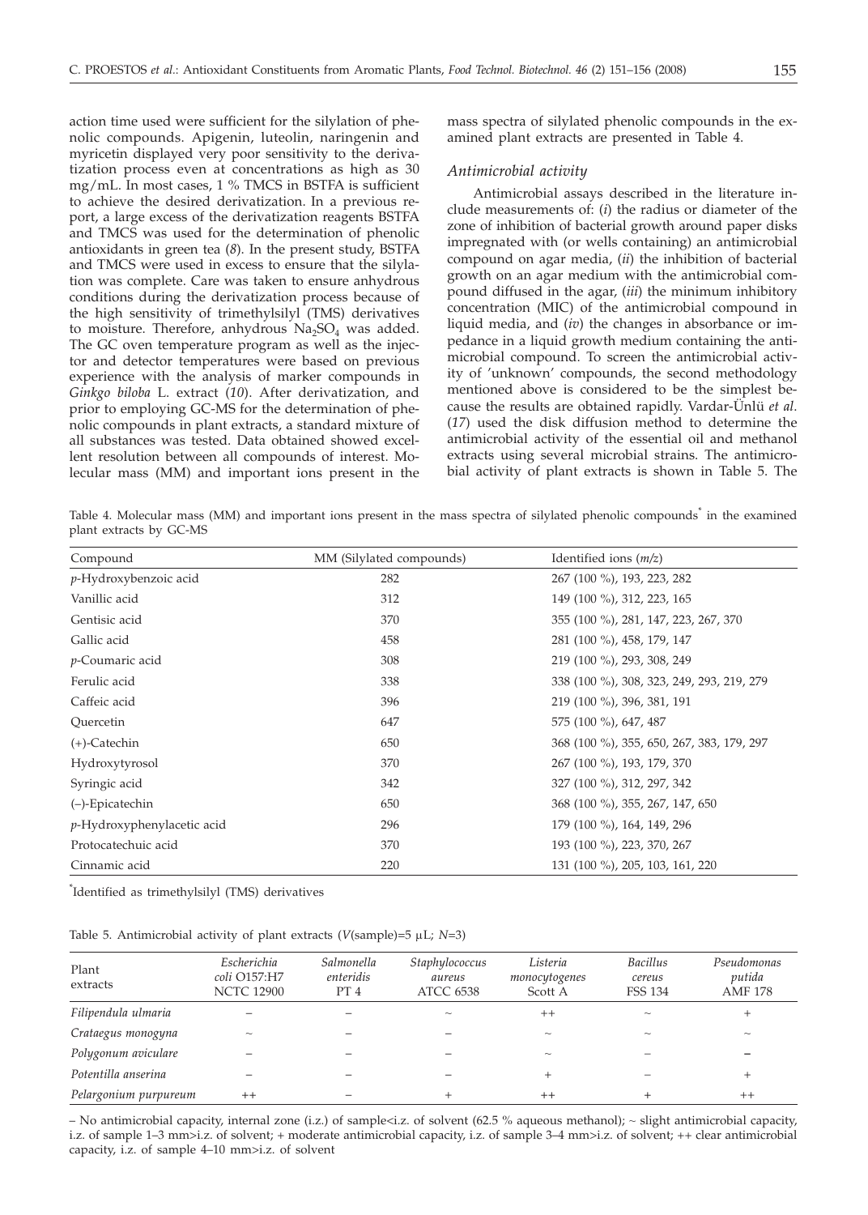action time used were sufficient for the silylation of phenolic compounds. Apigenin, luteolin, naringenin and myricetin displayed very poor sensitivity to the derivatization process even at concentrations as high as 30 mg/mL. In most cases, 1 % TMCS in BSTFA is sufficient to achieve the desired derivatization. In a previous report, a large excess of the derivatization reagents BSTFA and TMCS was used for the determination of phenolic antioxidants in green tea (*8*). In the present study, BSTFA and TMCS were used in excess to ensure that the silylation was complete. Care was taken to ensure anhydrous conditions during the derivatization process because of the high sensitivity of trimethylsilyl (TMS) derivatives to moisture. Therefore, anhydrous $Na_2SO_4$ was added. The GC oven temperature program as well as the injector and detector temperatures were based on previous experience with the analysis of marker compounds in *Ginkgo biloba* L. extract (*10*). After derivatization, and prior to employing GC-MS for the determination of phenolic compounds in plant extracts, a standard mixture of all substances was tested. Data obtained showed excellent resolution between all compounds of interest. Molecular mass (MM) and important ions present in the mass spectra of silylated phenolic compounds in the examined plant extracts are presented in Table 4.

### *Antimicrobial activity*

Antimicrobial assays described in the literature include measurements of: (*i*) the radius or diameter of the zone of inhibition of bacterial growth around paper disks impregnated with (or wells containing) an antimicrobial compound on agar media, (*ii*) the inhibition of bacterial growth on an agar medium with the antimicrobial compound diffused in the agar, (*iii*) the minimum inhibitory concentration (MIC) of the antimicrobial compound in liquid media, and (*iv*) the changes in absorbance or impedance in a liquid growth medium containing the antimicrobial compound. To screen the antimicrobial activity of 'unknown' compounds, the second methodology mentioned above is considered to be the simplest because the results are obtained rapidly. Vardar-Ünlü *et al*. (*17*) used the disk diffusion method to determine the antimicrobial activity of the essential oil and methanol extracts using several microbial strains. The antimicrobial activity of plant extracts is shown in Table 5. The

Table 4. Molecular mass (MM) and important ions present in the mass spectra of silylated phenolic compounds[*] in the examined plant extracts by GC-MS

| Compound | MM (Silylated compounds) | Identified ions (*m/z*) |
|---|---|---|
| *p*-Hydroxybenzoic acid | 282 | 267 (100 %), 193, 223, 282 |
| Vanillic acid | 312 | 149 (100 %), 312, 223, 165 |
| Gentisic acid | 370 | 355 (100 %), 281, 147, 223, 267, 370 |
| Gallic acid | 458 | 281 (100 %), 458, 179, 147 |
| *p*-Coumaric acid | 308 | 219 (100 %), 293, 308, 249 |
| Ferulic acid | 338 | 338 (100 %), 308, 323, 249, 293, 219, 279 |
| Caffeic acid | 396 | 219 (100 %), 396, 381, 191 |
| Quercetin | 647 | 575 (100 %), 647, 487 |
| (+)-Catechin | 650 | 368 (100 %), 355, 650, 267, 383, 179, 297 |
| Hydroxytyrosol | 370 | 267 (100 %), 193, 179, 370 |
| Syringic acid | 342 | 327 (100 %), 312, 297, 342 |
| (–)-Epicatechin | 650 | 368 (100 %), 355, 267, 147, 650 |
| *p*-Hydroxyphenylacetic acid | 296 | 179 (100 %), 164, 149, 296 |
| Protocatechuic acid | 370 | 193 (100 %), 223, 370, 267 |
| Cinnamic acid | 220 | 131 (100 %), 205, 103, 161, 220 |

[*]Identified as trimethylsilyl (TMS) derivatives

Table 5. Antimicrobial activity of plant extracts ($V$(sample)=5 μL; $N$=3)

| Plant extracts | *Escherichia coli* O157:H7 NCTC 12900 | *Salmonella enteridis* PT 4 | *Staphylococcus aureus* ATCC 6538 | *Listeria monocytogenes* Scott A | *Bacillus cereus* FSS 134 | *Pseudomonas putida* AMF 178 |
|---|---|---|---|---|---|---|
| *Filipendula ulmaria* | – | – | ~ | ++ | ~ | + |
| *Crataegus monogyna* | ~ | – | – | ~ | ~ | ~ |
| *Polygonum aviculare* | – | – | – | ~ | – | – |
| *Potentilla anserina* | – | – | – | + | – | + |
| *Pelargonium purpureum* | ++ | – | + | ++ | + | ++ |

– No antimicrobial capacity, internal zone (i.z.) of sample<i.z. of solvent (62.5 % aqueous methanol); ~ slight antimicrobial capacity, i.z. of sample 1–3 mm>i.z. of solvent; + moderate antimicrobial capacity, i.z. of sample 3–4 mm>i.z. of solvent; ++ clear antimicrobial capacity, i.z. of sample 4–10 mm>i.z. of solvent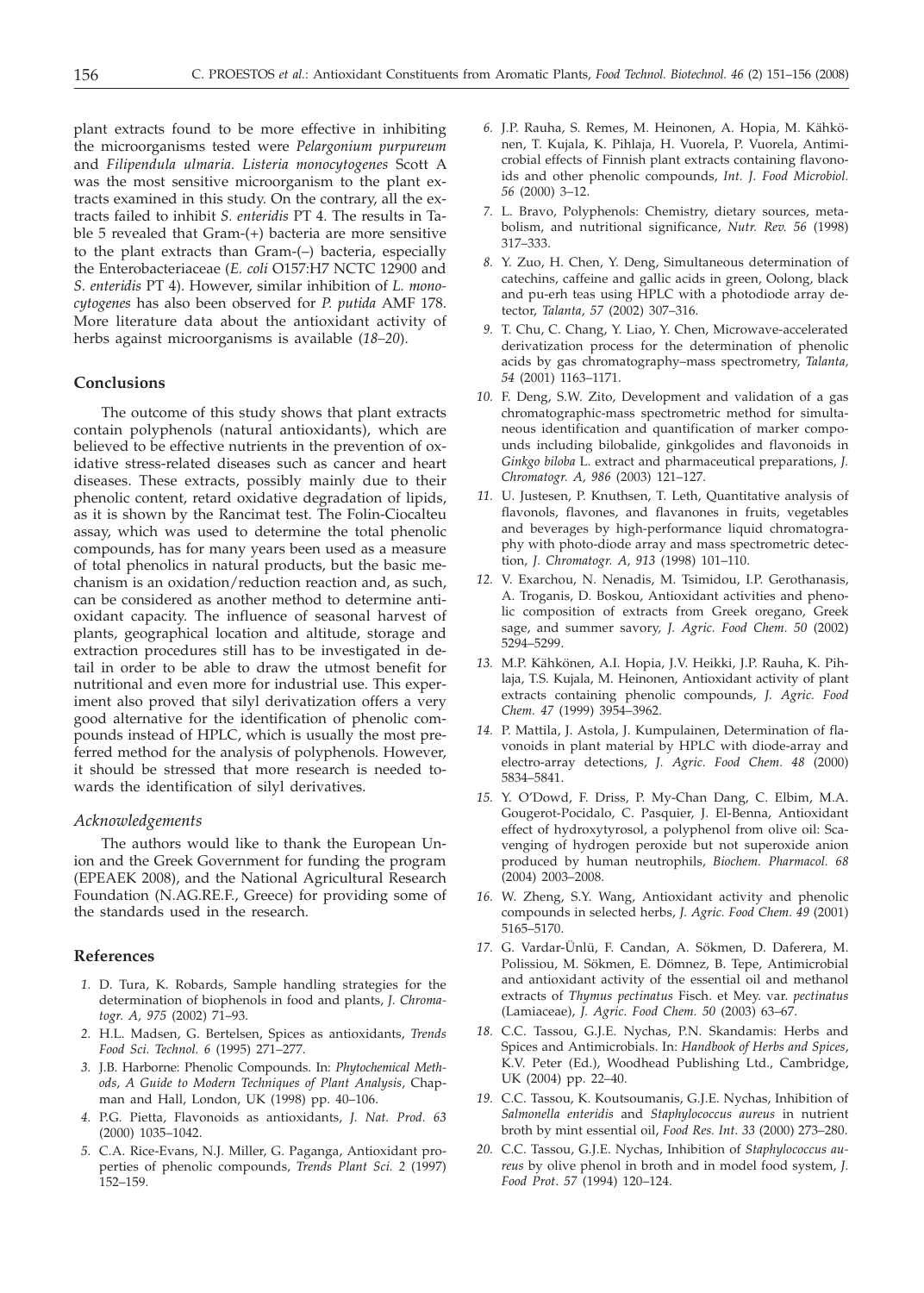plant extracts found to be more effective in inhibiting the microorganisms tested were *Pelargonium purpureum* and *Filipendula ulmaria*. *Listeria monocytogenes* Scott A was the most sensitive microorganism to the plant extracts examined in this study. On the contrary, all the extracts failed to inhibit *S. enteridis* PT 4. The results in Table 5 revealed that Gram-(+) bacteria are more sensitive to the plant extracts than Gram-(–) bacteria, especially the Enterobacteriaceae (*E. coli* O157:H7 NCTC 12900 and *S. enteridis* PT 4). However, similar inhibition of *L. monocytogenes* has also been observed for *P. putida* AMF 178. More literature data about the antioxidant activity of herbs against microorganisms is available (*18–20*).

## Conclusions

The outcome of this study shows that plant extracts contain polyphenols (natural antioxidants), which are believed to be effective nutrients in the prevention of oxidative stress-related diseases such as cancer and heart diseases. These extracts, possibly mainly due to their phenolic content, retard oxidative degradation of lipids, as it is shown by the Rancimat test. The Folin-Ciocalteu assay, which was used to determine the total phenolic compounds, has for many years been used as a measure of total phenolics in natural products, but the basic mechanism is an oxidation/reduction reaction and, as such, can be considered as another method to determine antioxidant capacity. The influence of seasonal harvest of plants, geographical location and altitude, storage and extraction procedures still has to be investigated in detail in order to be able to draw the utmost benefit for nutritional and even more for industrial use. This experiment also proved that silyl derivatization offers a very good alternative for the identification of phenolic compounds instead of HPLC, which is usually the most preferred method for the analysis of polyphenols. However, it should be stressed that more research is needed towards the identification of silyl derivatives.

### *Acknowledgements*

The authors would like to thank the European Union and the Greek Government for funding the program (EPEAEK 2008), and the National Agricultural Research Foundation (N.AG.RE.F., Greece) for providing some of the standards used in the research.

## References

1. D. Tura, K. Robards, Sample handling strategies for the determination of biophenols in food and plants, *J. Chromatogr. A, 975* (2002) 71–93.
2. H.L. Madsen, G. Bertelsen, Spices as antioxidants, *Trends Food Sci. Technol. 6* (1995) 271–277.
3. J.B. Harborne: Phenolic Compounds. In: *Phytochemical Methods, A Guide to Modern Techniques of Plant Analysis*, Chapman and Hall, London, UK (1998) pp. 40–106.
4. P.G. Pietta, Flavonoids as antioxidants, *J. Nat. Prod. 63* (2000) 1035–1042.
5. C.A. Rice-Evans, N.J. Miller, G. Paganga, Antioxidant properties of phenolic compounds, *Trends Plant Sci. 2* (1997) 152–159.
6. J.P. Rauha, S. Remes, M. Heinonen, A. Hopia, M. Kähkönen, T. Kujala, K. Pihlaja, H. Vuorela, P. Vuorela, Antimicrobial effects of Finnish plant extracts containing flavonoids and other phenolic compounds, *Int. J. Food Microbiol. 56* (2000) 3–12.
7. L. Bravo, Polyphenols: Chemistry, dietary sources, metabolism, and nutritional significance, *Nutr. Rev. 56* (1998) 317–333.
8. Y. Zuo, H. Chen, Y. Deng, Simultaneous determination of catechins, caffeine and gallic acids in green, Oolong, black and pu-erh teas using HPLC with a photodiode array detector, *Talanta, 57* (2002) 307–316.
9. T. Chu, C. Chang, Y. Liao, Y. Chen, Microwave-accelerated derivatization process for the determination of phenolic acids by gas chromatography–mass spectrometry, *Talanta, 54* (2001) 1163–1171.
10. F. Deng, S.W. Zito, Development and validation of a gas chromatographic-mass spectrometric method for simultaneous identification and quantification of marker compounds including bilobalide, ginkgolides and flavonoids in *Ginkgo biloba* L. extract and pharmaceutical preparations, *J. Chromatogr. A, 986* (2003) 121–127.
11. U. Justesen, P. Knuthsen, T. Leth, Quantitative analysis of flavonols, flavones, and flavanones in fruits, vegetables and beverages by high-performance liquid chromatography with photo-diode array and mass spectrometric detection, *J. Chromatogr. A, 913* (1998) 101–110.
12. V. Exarchou, N. Nenadis, M. Tsimidou, I.P. Gerothanasis, A. Troganis, D. Boskou, Antioxidant activities and phenolic composition of extracts from Greek oregano, Greek sage, and summer savory, *J. Agric. Food Chem. 50* (2002) 5294–5299.
13. M.P. Kähkönen, A.I. Hopia, J.V. Heikki, J.P. Rauha, K. Pihlaja, T.S. Kujala, M. Heinonen, Antioxidant activity of plant extracts containing phenolic compounds, *J. Agric. Food Chem. 47* (1999) 3954–3962.
14. P. Mattila, J. Astola, J. Kumpulainen, Determination of flavonoids in plant material by HPLC with diode-array and electro-array detections, *J. Agric. Food Chem. 48* (2000) 5834–5841.
15. Y. O'Dowd, F. Driss, P. My-Chan Dang, C. Elbim, M.A. Gougerot-Pocidalo, C. Pasquier, J. El-Benna, Antioxidant effect of hydroxytyrosol, a polyphenol from olive oil: Scavenging of hydrogen peroxide but not superoxide anion produced by human neutrophils, *Biochem. Pharmacol. 68* (2004) 2003–2008.
16. W. Zheng, S.Y. Wang, Antioxidant activity and phenolic compounds in selected herbs, *J. Agric. Food Chem. 49* (2001) 5165–5170.
17. G. Vardar-Ünlü, F. Candan, A. Sökmen, D. Daferera, M. Polissiou, M. Sökmen, E. Dömnez, B. Tepe, Antimicrobial and antioxidant activity of the essential oil and methanol extracts of *Thymus pectinatus* Fisch. et Mey. var. *pectinatus* (Lamiaceae), *J. Agric. Food Chem. 50* (2003) 63–67.
18. C.C. Tassou, G.J.E. Nychas, P.N. Skandamis: Herbs and Spices and Antimicrobials. In: *Handbook of Herbs and Spices*, K.V. Peter (Ed.), Woodhead Publishing Ltd., Cambridge, UK (2004) pp. 22–40.
19. C.C. Tassou, K. Koutsoumanis, G.J.E. Nychas, Inhibition of *Salmonella enteridis* and *Staphylococcus aureus* in nutrient broth by mint essential oil, *Food Res. Int. 33* (2000) 273–280.
20. C.C. Tassou, G.J.E. Nychas, Inhibition of *Staphylococcus aureus* by olive phenol in broth and in model food system, *J. Food Prot. 57* (1994) 120–124.